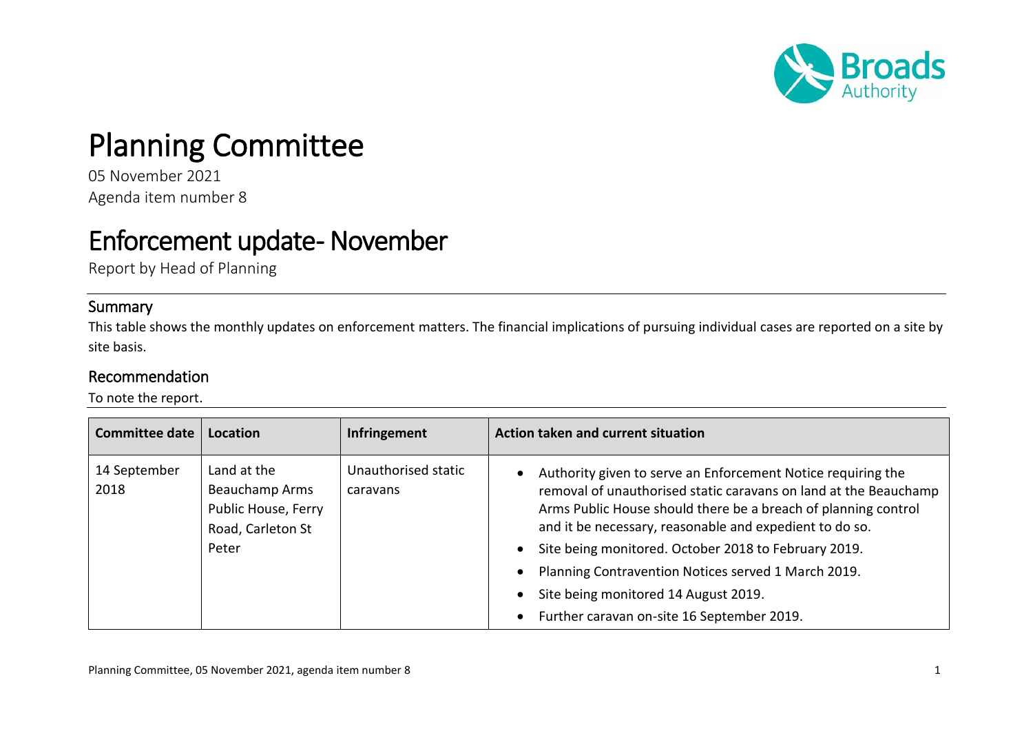# Planning Committee

05 November 2021
Agenda item number 8

# Enforcement update- November

Report by Head of Planning

## Summary

This table shows the monthly updates on enforcement matters. The financial implications of pursuing individual cases are reported on a site by site basis.

## Recommendation

To note the report.

| Committee date | Location | Infringement | Action taken and current situation |
|---|---|---|---|
| 14 September 2018 | Land at the Beauchamp Arms Public House, Ferry Road, Carleton St Peter | Unauthorised static caravans | • Authority given to serve an Enforcement Notice requiring the removal of unauthorised static caravans on land at the Beauchamp Arms Public House should there be a breach of planning control and it be necessary, reasonable and expedient to do so.<br>• Site being monitored. October 2018 to February 2019.<br>• Planning Contravention Notices served 1 March 2019.<br>• Site being monitored 14 August 2019.<br>• Further caravan on-site 16 September 2019. |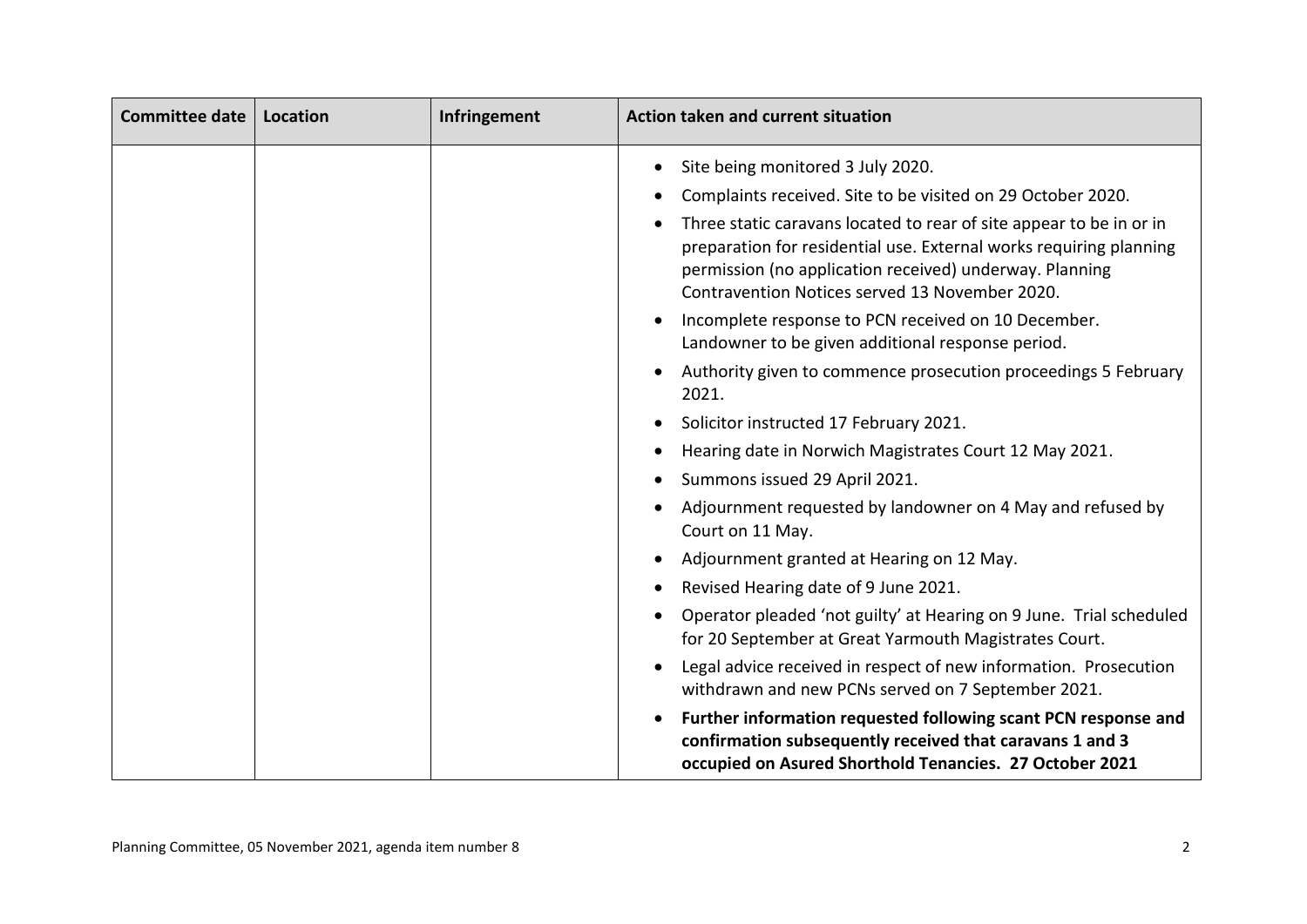| Committee date | Location | Infringement | Action taken and current situation |
|---|---|---|---|
| | | | • Site being monitored 3 July 2020.<br>• Complaints received. Site to be visited on 29 October 2020.<br>• Three static caravans located to rear of site appear to be in or in preparation for residential use. External works requiring planning permission (no application received) underway. Planning Contravention Notices served 13 November 2020.<br>• Incomplete response to PCN received on 10 December. Landowner to be given additional response period.<br>• Authority given to commence prosecution proceedings 5 February 2021.<br>• Solicitor instructed 17 February 2021.<br>• Hearing date in Norwich Magistrates Court 12 May 2021.<br>• Summons issued 29 April 2021.<br>• Adjournment requested by landowner on 4 May and refused by Court on 11 May.<br>• Adjournment granted at Hearing on 12 May.<br>• Revised Hearing date of 9 June 2021.<br>• Operator pleaded 'not guilty' at Hearing on 9 June. Trial scheduled for 20 September at Great Yarmouth Magistrates Court.<br>• Legal advice received in respect of new information. Prosecution withdrawn and new PCNs served on 7 September 2021.<br>• **Further information requested following scant PCN response and confirmation subsequently received that caravans 1 and 3 occupied on Asured Shorthold Tenancies. 27 October 2021** |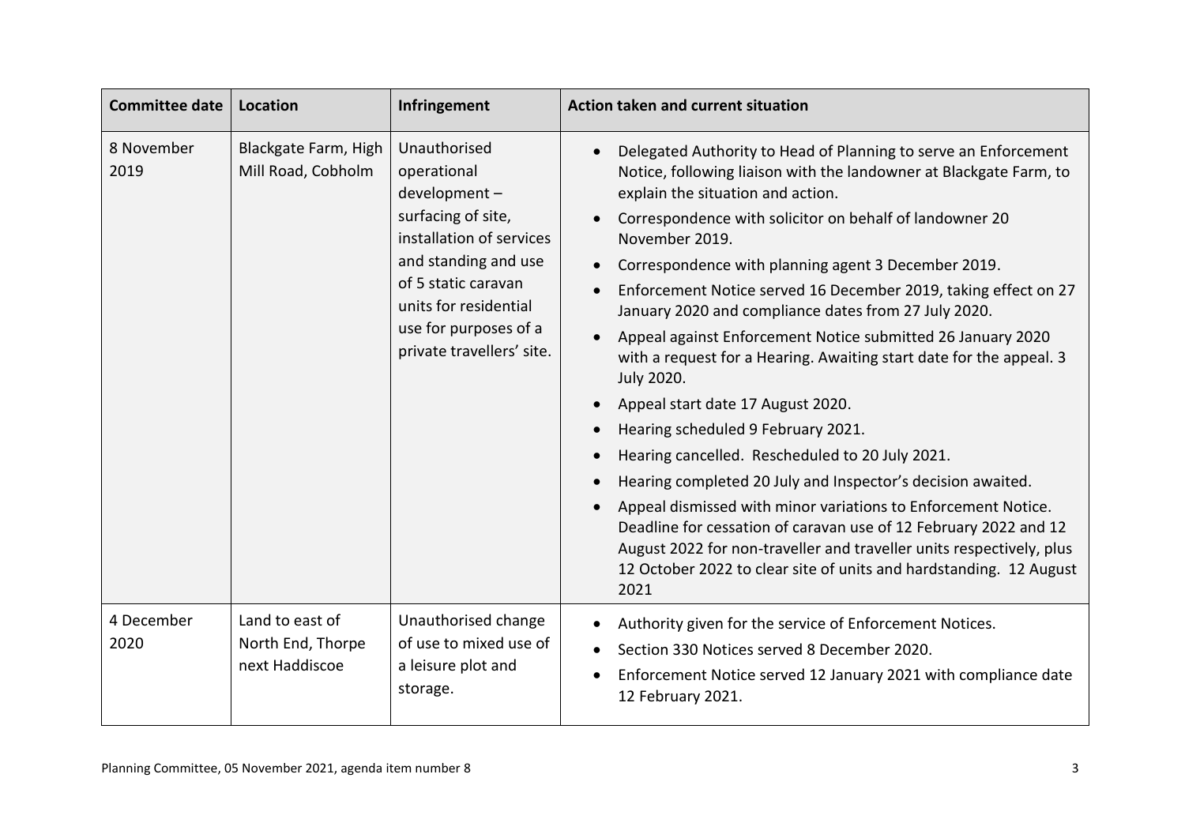| Committee date | Location | Infringement | Action taken and current situation |
|---|---|---|---|
| 8 November 2019 | Blackgate Farm, High Mill Road, Cobholm | Unauthorised operational development – surfacing of site, installation of services and standing and use of 5 static caravan units for residential use for purposes of a private travellers' site. | • Delegated Authority to Head of Planning to serve an Enforcement Notice, following liaison with the landowner at Blackgate Farm, to explain the situation and action.<br>• Correspondence with solicitor on behalf of landowner 20 November 2019.<br>• Correspondence with planning agent 3 December 2019.<br>• Enforcement Notice served 16 December 2019, taking effect on 27 January 2020 and compliance dates from 27 July 2020.<br>• Appeal against Enforcement Notice submitted 26 January 2020 with a request for a Hearing. Awaiting start date for the appeal. 3 July 2020.<br>• Appeal start date 17 August 2020.<br>• Hearing scheduled 9 February 2021.<br>• Hearing cancelled. Rescheduled to 20 July 2021.<br>• Hearing completed 20 July and Inspector's decision awaited.<br>• Appeal dismissed with minor variations to Enforcement Notice. Deadline for cessation of caravan use of 12 February 2022 and 12 August 2022 for non-traveller and traveller units respectively, plus 12 October 2022 to clear site of units and hardstanding. 12 August 2021 |
| 4 December 2020 | Land to east of North End, Thorpe next Haddiscoe | Unauthorised change of use to mixed use of a leisure plot and storage. | • Authority given for the service of Enforcement Notices.<br>• Section 330 Notices served 8 December 2020.<br>• Enforcement Notice served 12 January 2021 with compliance date 12 February 2021. |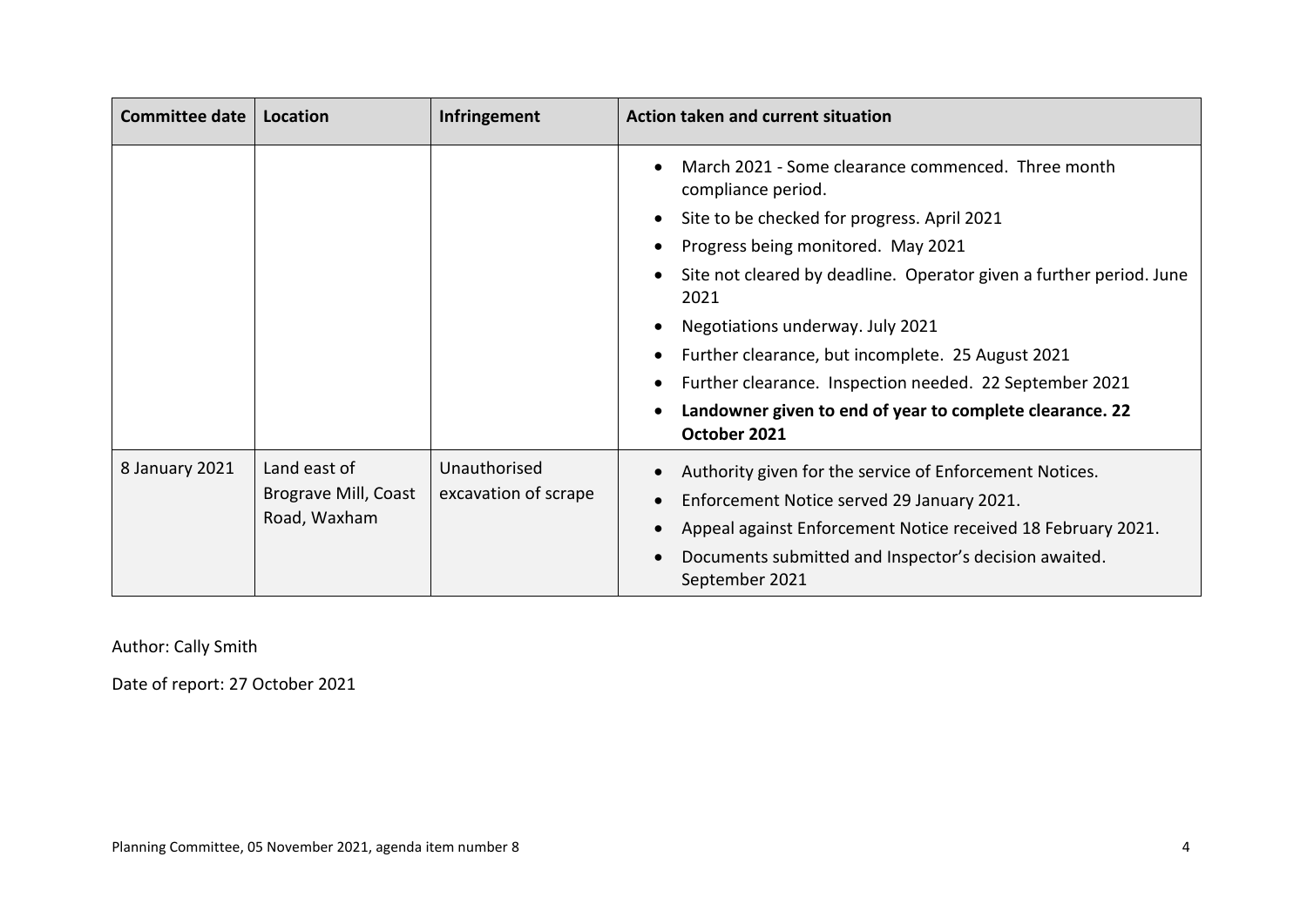| Committee date | Location | Infringement | Action taken and current situation |
|---|---|---|---|
| | | | • March 2021 - Some clearance commenced. Three month compliance period.<br>• Site to be checked for progress. April 2021<br>• Progress being monitored. May 2021<br>• Site not cleared by deadline. Operator given a further period. June 2021<br>• Negotiations underway. July 2021<br>• Further clearance, but incomplete. 25 August 2021<br>• Further clearance. Inspection needed. 22 September 2021<br>• **Landowner given to end of year to complete clearance. 22 October 2021** |
| 8 January 2021 | Land east of Brograve Mill, Coast Road, Waxham | Unauthorised excavation of scrape | • Authority given for the service of Enforcement Notices.<br>• Enforcement Notice served 29 January 2021.<br>• Appeal against Enforcement Notice received 18 February 2021.<br>• Documents submitted and Inspector's decision awaited. September 2021 |

Author: Cally Smith

Date of report: 27 October 2021